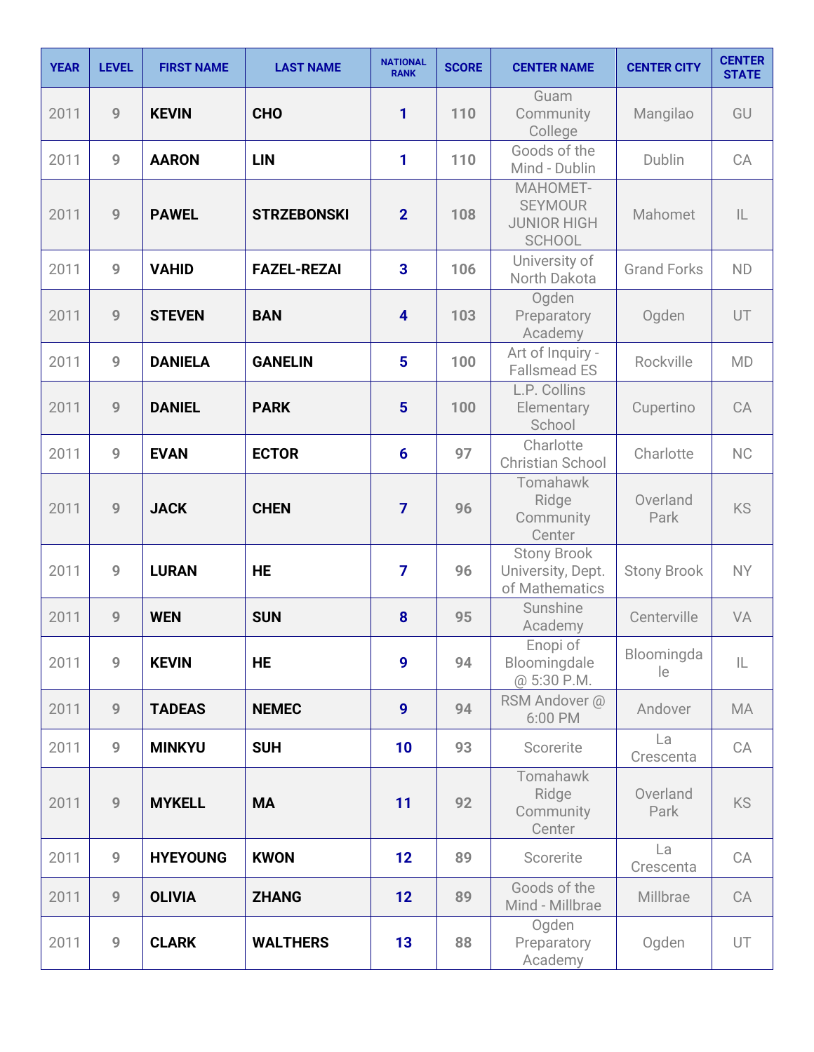| YEAR | LEVEL | FIRST NAME | LAST NAME | NATIONAL RANK | SCORE | CENTER NAME | CENTER CITY | CENTER STATE |
|---|---|---|---|---|---|---|---|---|
| 2011 | 9 | **KEVIN** | **CHO** | 1 | 110 | Guam Community College | Mangilao | GU |
| 2011 | 9 | **AARON** | **LIN** | 1 | 110 | Goods of the Mind - Dublin | Dublin | CA |
| 2011 | 9 | **PAWEL** | **STRZEBONSKI** | 2 | 108 | MAHOMET-SEYMOUR JUNIOR HIGH SCHOOL | Mahomet | IL |
| 2011 | 9 | **VAHID** | **FAZEL-REZAI** | 3 | 106 | University of North Dakota | Grand Forks | ND |
| 2011 | 9 | **STEVEN** | **BAN** | 4 | 103 | Ogden Preparatory Academy | Ogden | UT |
| 2011 | 9 | **DANIELA** | **GANELIN** | 5 | 100 | Art of Inquiry - Fallsmead ES | Rockville | MD |
| 2011 | 9 | **DANIEL** | **PARK** | 5 | 100 | L.P. Collins Elementary School | Cupertino | CA |
| 2011 | 9 | **EVAN** | **ECTOR** | 6 | 97 | Charlotte Christian School | Charlotte | NC |
| 2011 | 9 | **JACK** | **CHEN** | 7 | 96 | Tomahawk Ridge Community Center | Overland Park | KS |
| 2011 | 9 | **LURAN** | **HE** | 7 | 96 | Stony Brook University, Dept. of Mathematics | Stony Brook | NY |
| 2011 | 9 | **WEN** | **SUN** | 8 | 95 | Sunshine Academy | Centerville | VA |
| 2011 | 9 | **KEVIN** | **HE** | 9 | 94 | Enopi of Bloomingdale @ 5:30 P.M. | Bloomingdale | IL |
| 2011 | 9 | **TADEAS** | **NEMEC** | 9 | 94 | RSM Andover @ 6:00 PM | Andover | MA |
| 2011 | 9 | **MINKYU** | **SUH** | 10 | 93 | Scorerite | La Crescenta | CA |
| 2011 | 9 | **MYKELL** | **MA** | 11 | 92 | Tomahawk Ridge Community Center | Overland Park | KS |
| 2011 | 9 | **HYEYOUNG** | **KWON** | 12 | 89 | Scorerite | La Crescenta | CA |
| 2011 | 9 | **OLIVIA** | **ZHANG** | 12 | 89 | Goods of the Mind - Millbrae | Millbrae | CA |
| 2011 | 9 | **CLARK** | **WALTHERS** | 13 | 88 | Ogden Preparatory Academy | Ogden | UT |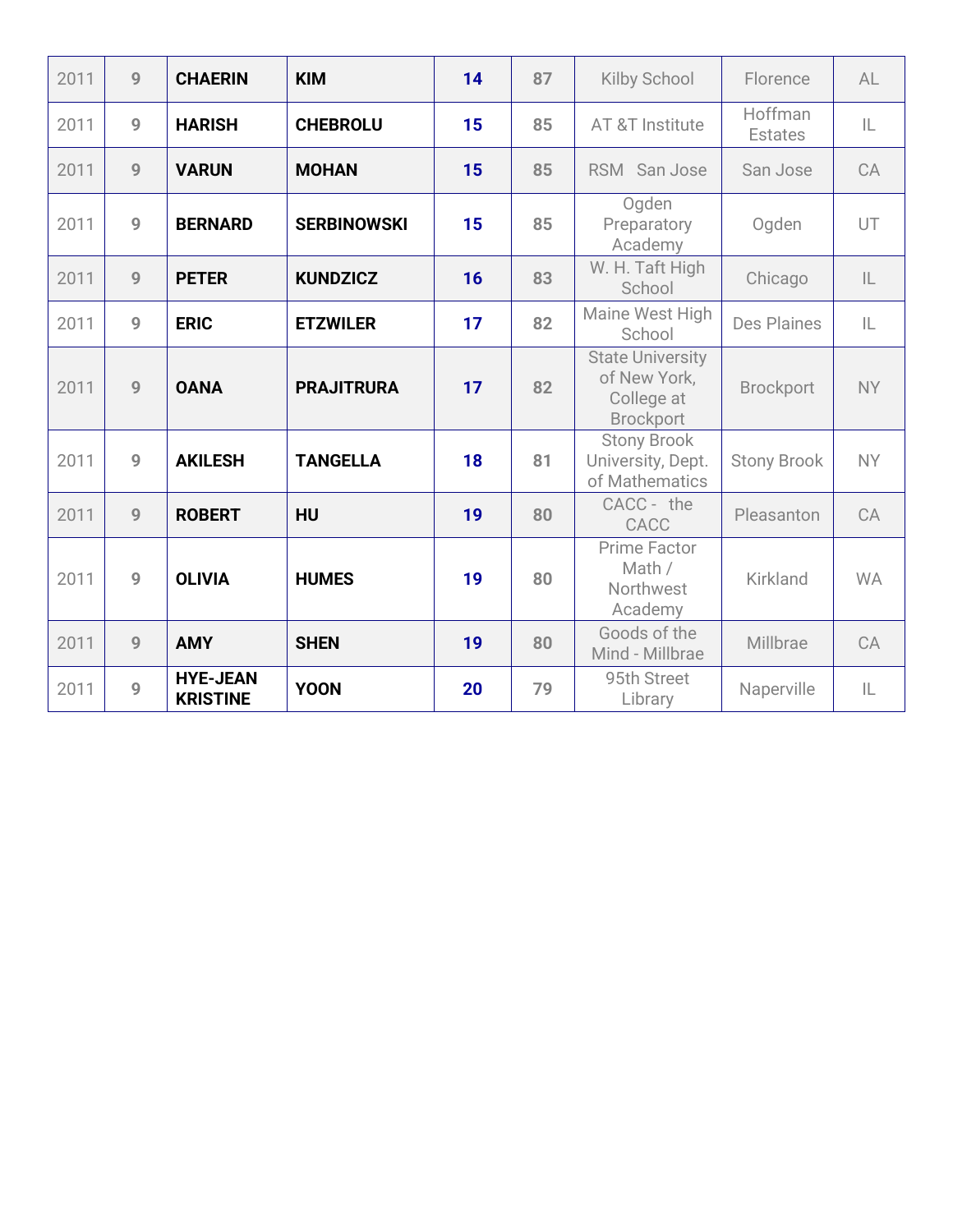| | | | | | | | | |
|---|---|---|---|---|---|---|---|---|
| 2011 | 9 | **CHAERIN** | **KIM** | **14** | **87** | Kilby School | Florence | AL |
| 2011 | 9 | **HARISH** | **CHEBROLU** | **15** | **85** | AT &T Institute | Hoffman Estates | IL |
| 2011 | 9 | **VARUN** | **MOHAN** | **15** | **85** | RSM San Jose | San Jose | CA |
| 2011 | 9 | **BERNARD** | **SERBINOWSKI** | **15** | **85** | Ogden Preparatory Academy | Ogden | UT |
| 2011 | 9 | **PETER** | **KUNDZICZ** | **16** | **83** | W. H. Taft High School | Chicago | IL |
| 2011 | 9 | **ERIC** | **ETZWILER** | **17** | **82** | Maine West High School | Des Plaines | IL |
| 2011 | 9 | **OANA** | **PRAJITRURA** | **17** | **82** | State University of New York, College at Brockport | Brockport | NY |
| 2011 | 9 | **AKILESH** | **TANGELLA** | **18** | **81** | Stony Brook University, Dept. of Mathematics | Stony Brook | NY |
| 2011 | 9 | **ROBERT** | **HU** | **19** | **80** | CACC - the CACC | Pleasanton | CA |
| 2011 | 9 | **OLIVIA** | **HUMES** | **19** | **80** | Prime Factor Math / Northwest Academy | Kirkland | WA |
| 2011 | 9 | **AMY** | **SHEN** | **19** | **80** | Goods of the Mind - Millbrae | Millbrae | CA |
| 2011 | 9 | **HYE-JEAN KRISTINE** | **YOON** | **20** | **79** | 95th Street Library | Naperville | IL |